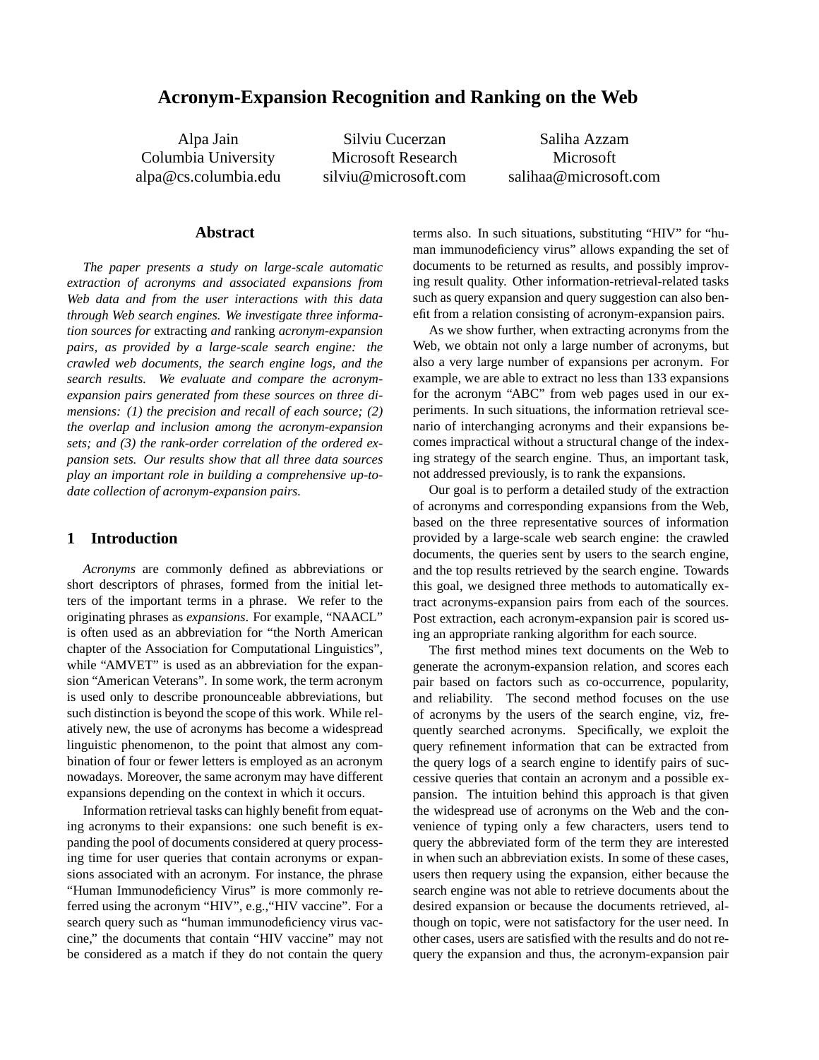# Acronym-Expansion Recognition and Ranking on the Web

Alpa Jain
Columbia University
alpa@cs.columbia.edu

Silviu Cucerzan
Microsoft Research
silviu@microsoft.com

Saliha Azzam
Microsoft
salihaa@microsoft.com

## Abstract

*The paper presents a study on large-scale automatic extraction of acronyms and associated expansions from Web data and from the user interactions with this data through Web search engines. We investigate three information sources for* extracting *and* ranking *acronym-expansion pairs, as provided by a large-scale search engine: the crawled web documents, the search engine logs, and the search results. We evaluate and compare the acronym-expansion pairs generated from these sources on three dimensions: (1) the precision and recall of each source; (2) the overlap and inclusion among the acronym-expansion sets; and (3) the rank-order correlation of the ordered expansion sets. Our results show that all three data sources play an important role in building a comprehensive up-to-date collection of acronym-expansion pairs.*

## 1 Introduction

*Acronyms* are commonly defined as abbreviations or short descriptors of phrases, formed from the initial letters of the important terms in a phrase. We refer to the originating phrases as *expansions*. For example, "NAACL" is often used as an abbreviation for "the North American chapter of the Association for Computational Linguistics", while "AMVET" is used as an abbreviation for the expansion "American Veterans". In some work, the term acronym is used only to describe pronounceable abbreviations, but such distinction is beyond the scope of this work. While relatively new, the use of acronyms has become a widespread linguistic phenomenon, to the point that almost any combination of four or fewer letters is employed as an acronym nowadays. Moreover, the same acronym may have different expansions depending on the context in which it occurs.

Information retrieval tasks can highly benefit from equating acronyms to their expansions: one such benefit is expanding the pool of documents considered at query processing time for user queries that contain acronyms or expansions associated with an acronym. For instance, the phrase "Human Immunodeficiency Virus" is more commonly referred using the acronym "HIV", e.g.,"HIV vaccine". For a search query such as "human immunodeficiency virus vaccine," the documents that contain "HIV vaccine" may not be considered as a match if they do not contain the query terms also. In such situations, substituting "HIV" for "human immunodeficiency virus" allows expanding the set of documents to be returned as results, and possibly improving result quality. Other information-retrieval-related tasks such as query expansion and query suggestion can also benefit from a relation consisting of acronym-expansion pairs.

As we show further, when extracting acronyms from the Web, we obtain not only a large number of acronyms, but also a very large number of expansions per acronym. For example, we are able to extract no less than 133 expansions for the acronym "ABC" from web pages used in our experiments. In such situations, the information retrieval scenario of interchanging acronyms and their expansions becomes impractical without a structural change of the indexing strategy of the search engine. Thus, an important task, not addressed previously, is to rank the expansions.

Our goal is to perform a detailed study of the extraction of acronyms and corresponding expansions from the Web, based on the three representative sources of information provided by a large-scale web search engine: the crawled documents, the queries sent by users to the search engine, and the top results retrieved by the search engine. Towards this goal, we designed three methods to automatically extract acronyms-expansion pairs from each of the sources. Post extraction, each acronym-expansion pair is scored using an appropriate ranking algorithm for each source.

The first method mines text documents on the Web to generate the acronym-expansion relation, and scores each pair based on factors such as co-occurrence, popularity, and reliability. The second method focuses on the use of acronyms by the users of the search engine, viz, frequently searched acronyms. Specifically, we exploit the query refinement information that can be extracted from the query logs of a search engine to identify pairs of successive queries that contain an acronym and a possible expansion. The intuition behind this approach is that given the widespread use of acronyms on the Web and the convenience of typing only a few characters, users tend to query the abbreviated form of the term they are interested in when such an abbreviation exists. In some of these cases, users then requery using the expansion, either because the search engine was not able to retrieve documents about the desired expansion or because the documents retrieved, although on topic, were not satisfactory for the user need. In other cases, users are satisfied with the results and do not requery the expansion and thus, the acronym-expansion pair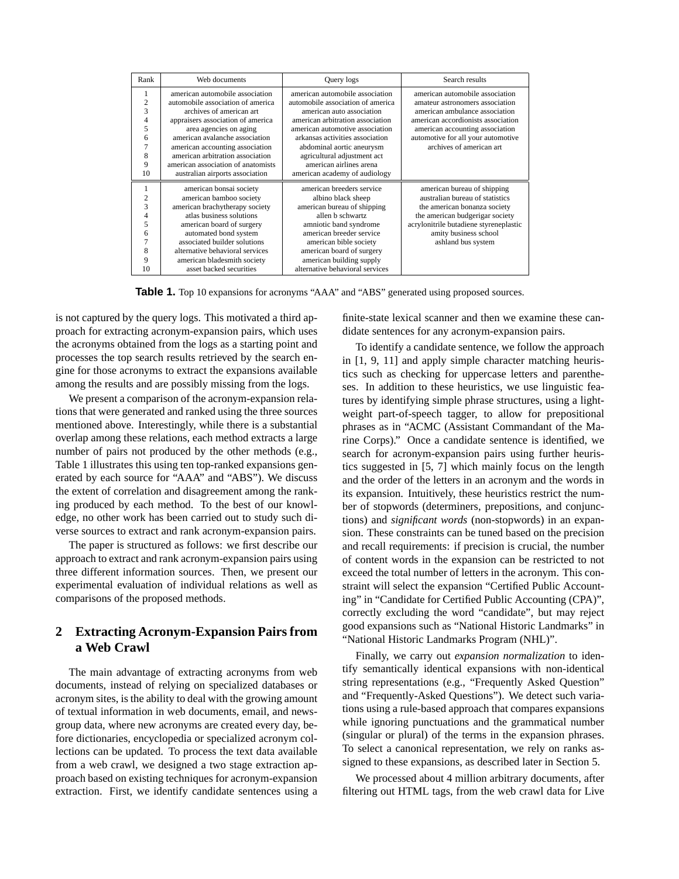| Rank | Web documents | Query logs | Search results |
|---|---|---|---|
| 1 | american automobile association | american automobile association | american automobile association |
| 2 | automobile association of america | automobile association of america | amateur astronomers association |
| 3 | archives of american art | american auto association | american ambulance association |
| 4 | appraisers association of america | american arbitration association | american accordionists association |
| 5 | area agencies on aging | american automotive association | american accounting association |
| 6 | american avalanche association | arkansas activities association | automotive for all your automotive |
| 7 | american accounting association | abdominal aortic aneurysm | archives of american art |
| 8 | american arbitration association | agricultural adjustment act | |
| 9 | american association of anatomists | american airlines arena | |
| 10 | australian airports association | american academy of audiology | |
| 1 | american bonsai society | american breeders service | american bureau of shipping |
| 2 | american bamboo society | albino black sheep | australian bureau of statistics |
| 3 | american brachytherapy society | american bureau of shipping | the american bonanza society |
| 4 | atlas business solutions | allen b schwartz | the american budgerigar society |
| 5 | american board of surgery | amniotic band syndrome | acrylonitrile butadiene styreneplastic |
| 6 | automated bond system | american breeder service | amity business school |
| 7 | associated builder solutions | american bible society | ashland bus system |
| 8 | alternative behavioral services | american board of surgery | |
| 9 | american bladesmith society | american building supply | |
| 10 | asset backed securities | alternative behavioral services | |

**Table 1.** Top 10 expansions for acronyms "AAA" and "ABS" generated using proposed sources.

is not captured by the query logs. This motivated a third approach for extracting acronym-expansion pairs, which uses the acronyms obtained from the logs as a starting point and processes the top search results retrieved by the search engine for those acronyms to extract the expansions available among the results and are possibly missing from the logs.

We present a comparison of the acronym-expansion relations that were generated and ranked using the three sources mentioned above. Interestingly, while there is a substantial overlap among these relations, each method extracts a large number of pairs not produced by the other methods (e.g., Table 1 illustrates this using ten top-ranked expansions generated by each source for "AAA" and "ABS"). We discuss the extent of correlation and disagreement among the ranking produced by each method. To the best of our knowledge, no other work has been carried out to study such diverse sources to extract and rank acronym-expansion pairs.

The paper is structured as follows: we first describe our approach to extract and rank acronym-expansion pairs using three different information sources. Then, we present our experimental evaluation of individual relations as well as comparisons of the proposed methods.

## 2 Extracting Acronym-Expansion Pairs from a Web Crawl

The main advantage of extracting acronyms from web documents, instead of relying on specialized databases or acronym sites, is the ability to deal with the growing amount of textual information in web documents, email, and newsgroup data, where new acronyms are created every day, before dictionaries, encyclopedia or specialized acronym collections can be updated. To process the text data available from a web crawl, we designed a two stage extraction approach based on existing techniques for acronym-expansion extraction. First, we identify candidate sentences using a finite-state lexical scanner and then we examine these candidate sentences for any acronym-expansion pairs.

To identify a candidate sentence, we follow the approach in [1, 9, 11] and apply simple character matching heuristics such as checking for uppercase letters and parentheses. In addition to these heuristics, we use linguistic features by identifying simple phrase structures, using a lightweight part-of-speech tagger, to allow for prepositional phrases as in "ACMC (Assistant Commandant of the Marine Corps)." Once a candidate sentence is identified, we search for acronym-expansion pairs using further heuristics suggested in [5, 7] which mainly focus on the length and the order of the letters in an acronym and the words in its expansion. Intuitively, these heuristics restrict the number of stopwords (determiners, prepositions, and conjunctions) and *significant words* (non-stopwords) in an expansion. These constraints can be tuned based on the precision and recall requirements: if precision is crucial, the number of content words in the expansion can be restricted to not exceed the total number of letters in the acronym. This constraint will select the expansion "Certified Public Accounting" in "Candidate for Certified Public Accounting (CPA)", correctly excluding the word "candidate", but may reject good expansions such as "National Historic Landmarks" in "National Historic Landmarks Program (NHL)".

Finally, we carry out *expansion normalization* to identify semantically identical expansions with non-identical string representations (e.g., "Frequently Asked Question" and "Frequently-Asked Questions"). We detect such variations using a rule-based approach that compares expansions while ignoring punctuations and the grammatical number (singular or plural) of the terms in the expansion phrases. To select a canonical representation, we rely on ranks assigned to these expansions, as described later in Section 5.

We processed about 4 million arbitrary documents, after filtering out HTML tags, from the web crawl data for Live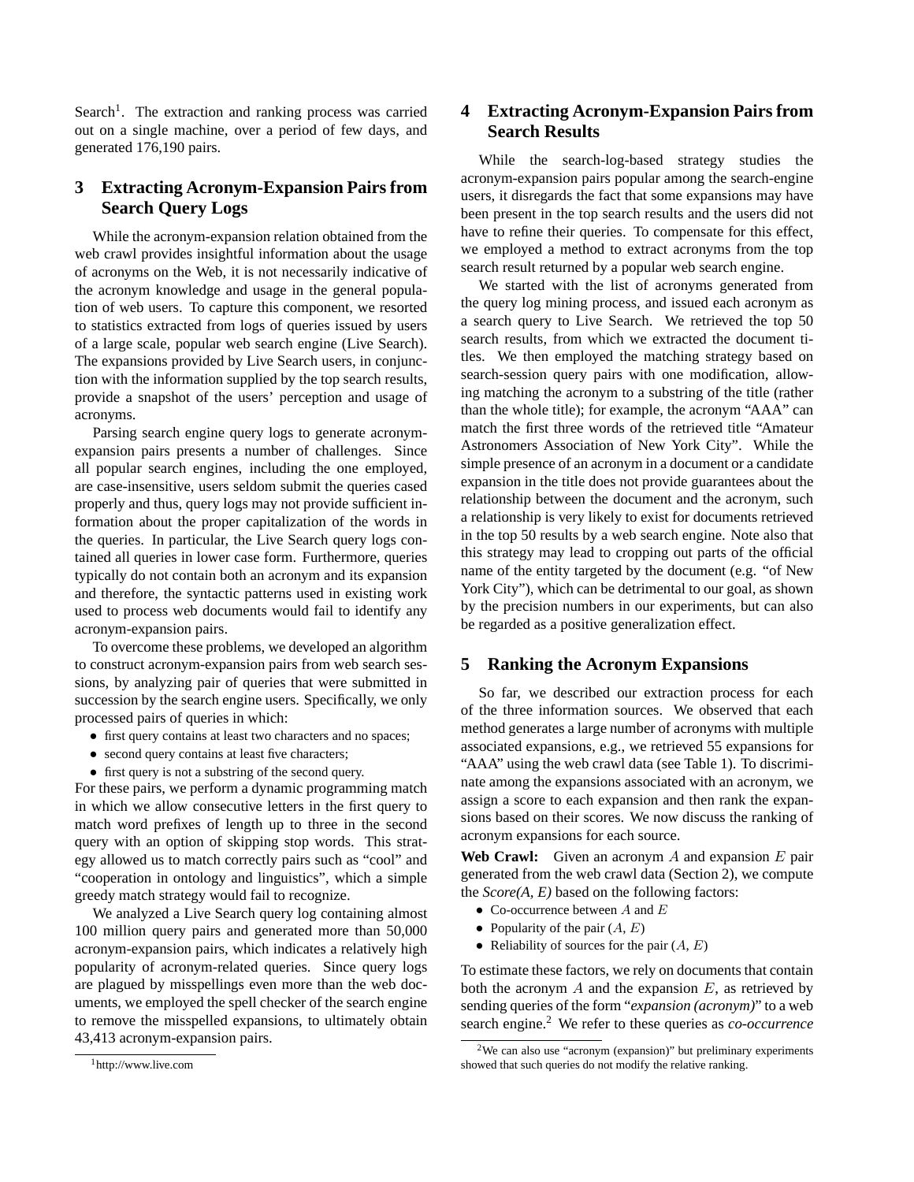Search[1]. The extraction and ranking process was carried out on a single machine, over a period of few days, and generated 176,190 pairs.

## 3 Extracting Acronym-Expansion Pairs from Search Query Logs

While the acronym-expansion relation obtained from the web crawl provides insightful information about the usage of acronyms on the Web, it is not necessarily indicative of the acronym knowledge and usage in the general population of web users. To capture this component, we resorted to statistics extracted from logs of queries issued by users of a large scale, popular web search engine (Live Search). The expansions provided by Live Search users, in conjunction with the information supplied by the top search results, provide a snapshot of the users' perception and usage of acronyms.

Parsing search engine query logs to generate acronym-expansion pairs presents a number of challenges. Since all popular search engines, including the one employed, are case-insensitive, users seldom submit the queries cased properly and thus, query logs may not provide sufficient information about the proper capitalization of the words in the queries. In particular, the Live Search query logs contained all queries in lower case form. Furthermore, queries typically do not contain both an acronym and its expansion and therefore, the syntactic patterns used in existing work used to process web documents would fail to identify any acronym-expansion pairs.

To overcome these problems, we developed an algorithm to construct acronym-expansion pairs from web search sessions, by analyzing pair of queries that were submitted in succession by the search engine users. Specifically, we only processed pairs of queries in which:

- first query contains at least two characters and no spaces;
- second query contains at least five characters;
- first query is not a substring of the second query.

For these pairs, we perform a dynamic programming match in which we allow consecutive letters in the first query to match word prefixes of length up to three in the second query with an option of skipping stop words. This strategy allowed us to match correctly pairs such as "cool" and "cooperation in ontology and linguistics", which a simple greedy match strategy would fail to recognize.

We analyzed a Live Search query log containing almost 100 million query pairs and generated more than 50,000 acronym-expansion pairs, which indicates a relatively high popularity of acronym-related queries. Since query logs are plagued by misspellings even more than the web documents, we employed the spell checker of the search engine to remove the misspelled expansions, to ultimately obtain 43,413 acronym-expansion pairs.

[1] http://www.live.com

## 4 Extracting Acronym-Expansion Pairs from Search Results

While the search-log-based strategy studies the acronym-expansion pairs popular among the search-engine users, it disregards the fact that some expansions may have been present in the top search results and the users did not have to refine their queries. To compensate for this effect, we employed a method to extract acronyms from the top search result returned by a popular web search engine.

We started with the list of acronyms generated from the query log mining process, and issued each acronym as a search query to Live Search. We retrieved the top 50 search results, from which we extracted the document titles. We then employed the matching strategy based on search-session query pairs with one modification, allowing matching the acronym to a substring of the title (rather than the whole title); for example, the acronym "AAA" can match the first three words of the retrieved title "Amateur Astronomers Association of New York City". While the simple presence of an acronym in a document or a candidate expansion in the title does not provide guarantees about the relationship between the document and the acronym, such a relationship is very likely to exist for documents retrieved in the top 50 results by a web search engine. Note also that this strategy may lead to cropping out parts of the official name of the entity targeted by the document (e.g. "of New York City"), which can be detrimental to our goal, as shown by the precision numbers in our experiments, but can also be regarded as a positive generalization effect.

## 5 Ranking the Acronym Expansions

So far, we described our extraction process for each of the three information sources. We observed that each method generates a large number of acronyms with multiple associated expansions, e.g., we retrieved 55 expansions for "AAA" using the web crawl data (see Table 1). To discriminate among the expansions associated with an acronym, we assign a score to each expansion and then rank the expansions based on their scores. We now discuss the ranking of acronym expansions for each source.

**Web Crawl:** Given an acronym $A$ and expansion $E$ pair generated from the web crawl data (Section 2), we compute the *Score(A, E)* based on the following factors:

- Co-occurrence between $A$ and $E$
- Popularity of the pair ($A$, $E$)
- Reliability of sources for the pair ($A$, $E$)

To estimate these factors, we rely on documents that contain both the acronym $A$ and the expansion $E$, as retrieved by sending queries of the form "*expansion (acronym)*" to a web search engine.[2] We refer to these queries as *co-occurrence*

[2] We can also use "acronym (expansion)" but preliminary experiments showed that such queries do not modify the relative ranking.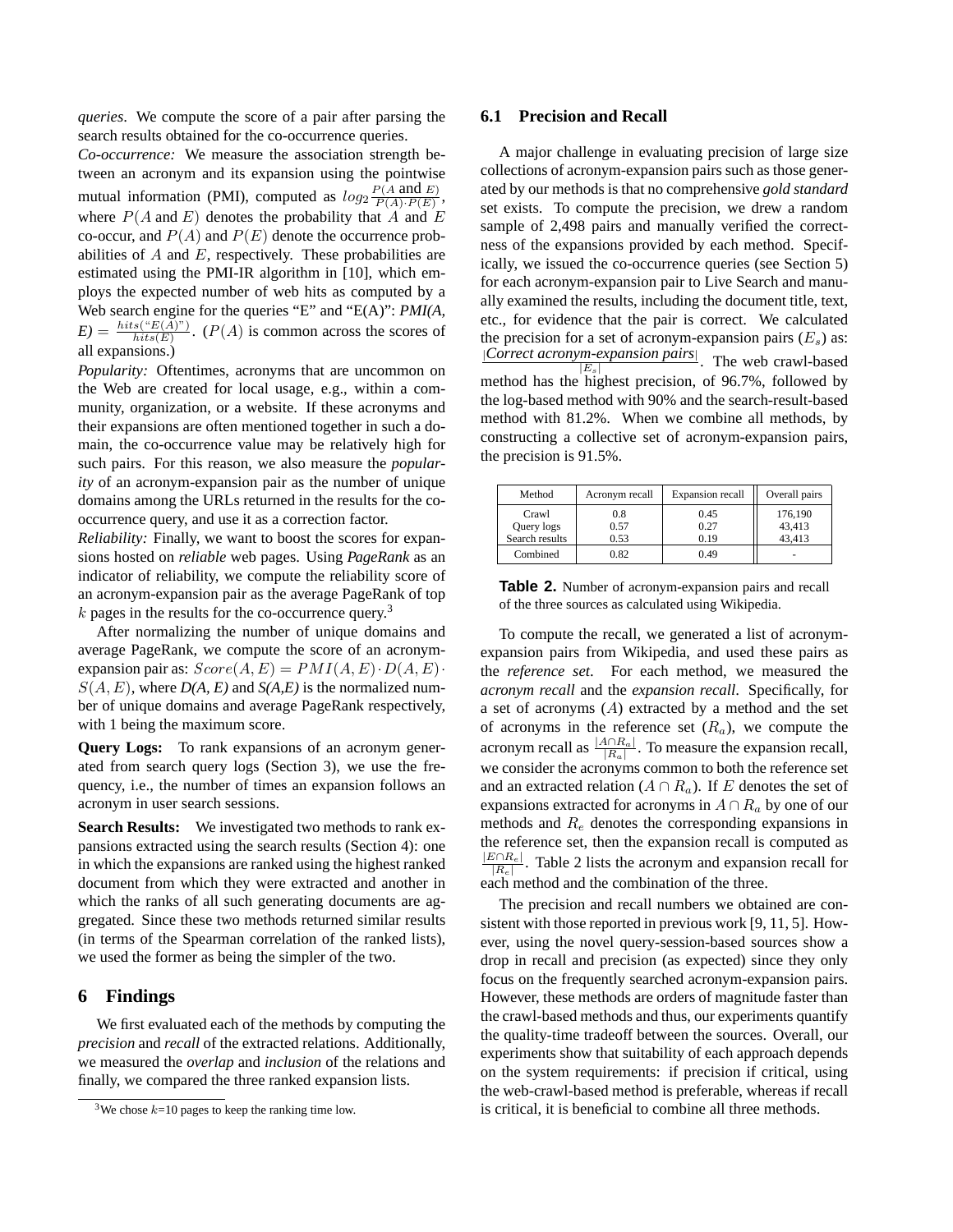*queries*. We compute the score of a pair after parsing the search results obtained for the co-occurrence queries.

*Co-occurrence:* We measure the association strength between an acronym and its expansion using the pointwise mutual information (PMI), computed as $log_2 \frac{P(A \text{ and } E)}{P(A) \cdot P(E)}$, where $P(A$ and $E)$ denotes the probability that $A$ and $E$ co-occur, and $P(A)$ and $P(E)$ denote the occurrence probabilities of $A$ and $E$, respectively. These probabilities are estimated using the PMI-IR algorithm in [10], which employs the expected number of web hits as computed by a Web search engine for the queries "E" and "E(A)": *PMI(A, E)* $= \frac{hits(\text{"}E(A)\text{"})}{hits(E)}$. ($P(A)$ is common across the scores of all expansions.)

*Popularity:* Oftentimes, acronyms that are uncommon on the Web are created for local usage, e.g., within a community, organization, or a website. If these acronyms and their expansions are often mentioned together in such a domain, the co-occurrence value may be relatively high for such pairs. For this reason, we also measure the *popularity* of an acronym-expansion pair as the number of unique domains among the URLs returned in the results for the co-occurrence query, and use it as a correction factor.

*Reliability:* Finally, we want to boost the scores for expansions hosted on *reliable* web pages. Using *PageRank* as an indicator of reliability, we compute the reliability score of an acronym-expansion pair as the average PageRank of top $k$ pages in the results for the co-occurrence query.[3]

After normalizing the number of unique domains and average PageRank, we compute the score of an acronym-expansion pair as: $Score(A, E) = PMI(A, E) \cdot D(A, E) \cdot S(A, E)$, where *D(A, E)* and *S(A,E)* is the normalized number of unique domains and average PageRank respectively, with 1 being the maximum score.

**Query Logs:** To rank expansions of an acronym generated from search query logs (Section 3), we use the frequency, i.e., the number of times an expansion follows an acronym in user search sessions.

**Search Results:** We investigated two methods to rank expansions extracted using the search results (Section 4): one in which the expansions are ranked using the highest ranked document from which they were extracted and another in which the ranks of all such generating documents are aggregated. Since these two methods returned similar results (in terms of the Spearman correlation of the ranked lists), we used the former as being the simpler of the two.

## 6 Findings

We first evaluated each of the methods by computing the *precision* and *recall* of the extracted relations. Additionally, we measured the *overlap* and *inclusion* of the relations and finally, we compared the three ranked expansion lists.

[3] We chose $k$=10 pages to keep the ranking time low.

### 6.1 Precision and Recall

A major challenge in evaluating precision of large size collections of acronym-expansion pairs such as those generated by our methods is that no comprehensive *gold standard* set exists. To compute the precision, we drew a random sample of 2,498 pairs and manually verified the correctness of the expansions provided by each method. Specifically, we issued the co-occurrence queries (see Section 5) for each acronym-expansion pair to Live Search and manually examined the results, including the document title, text, etc., for evidence that the pair is correct. We calculated the precision for a set of acronym-expansion pairs ($E_s$) as: $\frac{|\text{Correct acronym-expansion pairs}|}{|E_s|}$. The web crawl-based method has the highest precision, of 96.7%, followed by the log-based method with 90% and the search-result-based method with 81.2%. When we combine all methods, by constructing a collective set of acronym-expansion pairs, the precision is 91.5%.

| Method | Acronym recall | Expansion recall | Overall pairs |
|---|---|---|---|
| Crawl | 0.8 | 0.45 | 176,190 |
| Query logs | 0.57 | 0.27 | 43,413 |
| Search results | 0.53 | 0.19 | 43,413 |
| Combined | 0.82 | 0.49 | - |

**Table 2.** Number of acronym-expansion pairs and recall of the three sources as calculated using Wikipedia.

To compute the recall, we generated a list of acronym-expansion pairs from Wikipedia, and used these pairs as the *reference set*. For each method, we measured the *acronym recall* and the *expansion recall*. Specifically, for a set of acronyms ($A$) extracted by a method and the set of acronyms in the reference set ($R_a$), we compute the acronym recall as $\frac{|A \cap R_a|}{|R_a|}$. To measure the expansion recall, we consider the acronyms common to both the reference set and an extracted relation ($A \cap R_a$). If $E$ denotes the set of expansions extracted for acronyms in $A \cap R_a$ by one of our methods and $R_e$ denotes the corresponding expansions in the reference set, then the expansion recall is computed as $\frac{|E \cap R_e|}{|R_e|}$. Table 2 lists the acronym and expansion recall for each method and the combination of the three.

The precision and recall numbers we obtained are consistent with those reported in previous work [9, 11, 5]. However, using the novel query-session-based sources show a drop in recall and precision (as expected) since they only focus on the frequently searched acronym-expansion pairs. However, these methods are orders of magnitude faster than the crawl-based methods and thus, our experiments quantify the quality-time tradeoff between the sources. Overall, our experiments show that suitability of each approach depends on the system requirements: if precision if critical, using the web-crawl-based method is preferable, whereas if recall is critical, it is beneficial to combine all three methods.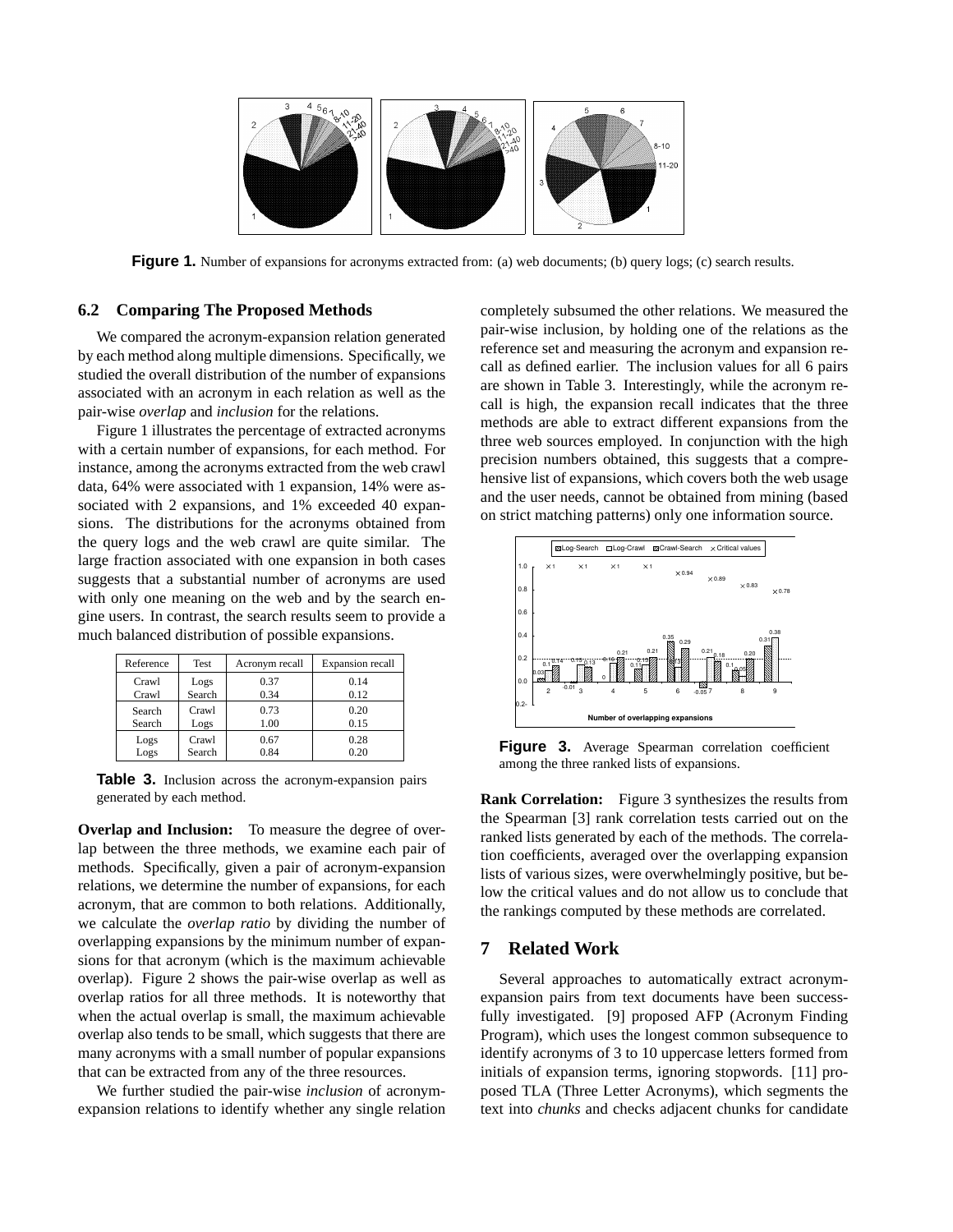**Figure 1.** Number of expansions for acronyms extracted from: (a) web documents; (b) query logs; (c) search results.

### 6.2 Comparing The Proposed Methods

We compared the acronym-expansion relation generated by each method along multiple dimensions. Specifically, we studied the overall distribution of the number of expansions associated with an acronym in each relation as well as the pair-wise *overlap* and *inclusion* for the relations.

Figure 1 illustrates the percentage of extracted acronyms with a certain number of expansions, for each method. For instance, among the acronyms extracted from the web crawl data, 64% were associated with 1 expansion, 14% were associated with 2 expansions, and 1% exceeded 40 expansions. The distributions for the acronyms obtained from the query logs and the web crawl are quite similar. The large fraction associated with one expansion in both cases suggests that a substantial number of acronyms are used with only one meaning on the web and by the search engine users. In contrast, the search results seem to provide a much balanced distribution of possible expansions.

| Reference | Test | Acronym recall | Expansion recall |
|---|---|---|---|
| Crawl | Logs | 0.37 | 0.14 |
| Crawl | Search | 0.34 | 0.12 |
| Search | Crawl | 0.73 | 0.20 |
| Search | Logs | 1.00 | 0.15 |
| Logs | Crawl | 0.67 | 0.28 |
| Logs | Search | 0.84 | 0.20 |

**Table 3.** Inclusion across the acronym-expansion pairs generated by each method.

**Overlap and Inclusion:** To measure the degree of overlap between the three methods, we examine each pair of methods. Specifically, given a pair of acronym-expansion relations, we determine the number of expansions, for each acronym, that are common to both relations. Additionally, we calculate the *overlap ratio* by dividing the number of overlapping expansions by the minimum number of expansions for that acronym (which is the maximum achievable overlap). Figure 2 shows the pair-wise overlap as well as overlap ratios for all three methods. It is noteworthy that when the actual overlap is small, the maximum achievable overlap also tends to be small, which suggests that there are many acronyms with a small number of popular expansions that can be extracted from any of the three resources.

We further studied the pair-wise *inclusion* of acronym-expansion relations to identify whether any single relation completely subsumed the other relations. We measured the pair-wise inclusion, by holding one of the relations as the reference set and measuring the acronym and expansion recall as defined earlier. The inclusion values for all 6 pairs are shown in Table 3. Interestingly, while the acronym recall is high, the expansion recall indicates that the three methods are able to extract different expansions from the three web sources employed. In conjunction with the high precision numbers obtained, this suggests that a comprehensive list of expansions, which covers both the web usage and the user needs, cannot be obtained from mining (based on strict matching patterns) only one information source.

**Figure 3.** Average Spearman correlation coefficient among the three ranked lists of expansions.

**Rank Correlation:** Figure 3 synthesizes the results from the Spearman [3] rank correlation tests carried out on the ranked lists generated by each of the methods. The correlation coefficients, averaged over the overlapping expansion lists of various sizes, were overwhelmingly positive, but below the critical values and do not allow us to conclude that the rankings computed by these methods are correlated.

## 7 Related Work

Several approaches to automatically extract acronym-expansion pairs from text documents have been successfully investigated. [9] proposed AFP (Acronym Finding Program), which uses the longest common subsequence to identify acronyms of 3 to 10 uppercase letters formed from initials of expansion terms, ignoring stopwords. [11] proposed TLA (Three Letter Acronyms), which segments the text into *chunks* and checks adjacent chunks for candidate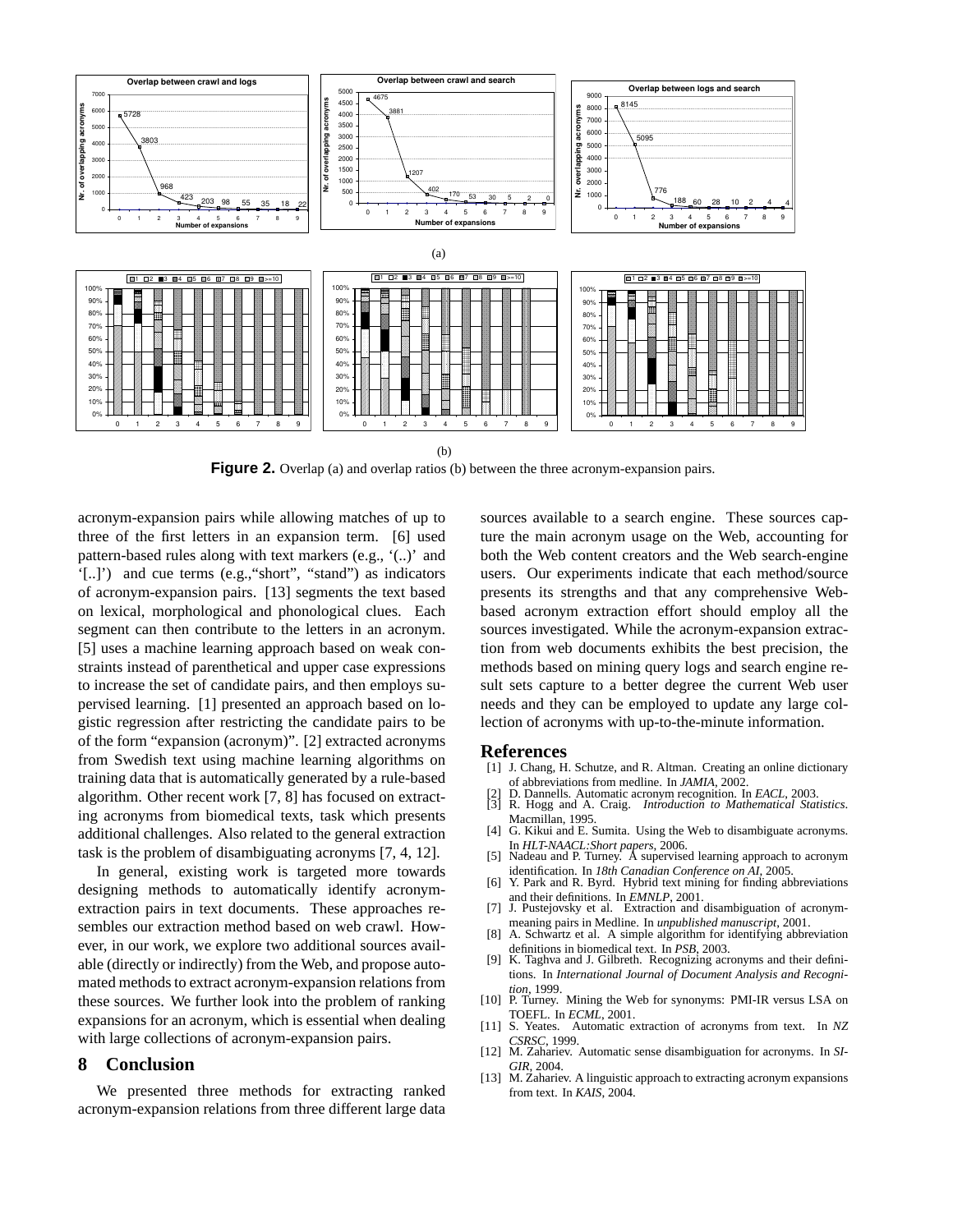Overlap between crawl and logs

Nr. of overlapping acronyms

7000
6000
5000
4000
3000
2000
1000
0

5728
3803
968
423
203
98
55
35
18
22

0 1 2 3 4 5 6 7 8 9

Number of expansions

Overlap between crawl and search

Nr. of overlapping acronyms

5000
4500
4000
3500
3000
2500
2000
1500
1000
500
0

4675
3881
1207
402
170
53
30
5
2
0

0 1 2 3 4 5 6 7 8 9

Number of expansions

Overlap between logs and search

Nr. of overlapping acronyms

9000
8000
7000
6000
5000
4000
3000
2000
1000
0

8145
5095
776
188
60
28
10
2
4
4

0 1 2 3 4 5 6 7 8 9

Number of expansions

(a)

1 2 3 4 5 6 7 8 9 >=10

100%
90%
80%
70%
60%
50%
40%
30%
20%
10%
0%

0 1 2 3 4 5 6 7 8 9

1 2 3 4 5 6 7 8 9 >=10

100%
90%
80%
70%
60%
50%
40%
30%
20%
10%
0%

0 1 2 3 4 5 6 7 8 9

1 2 3 4 5 6 7 8 9 >=10

100%
90%
80%
70%
60%
50%
40%
30%
20%
10%
0%

0 1 2 3 4 5 6 7 8 9

(b)

**Figure 2.** Overlap (a) and overlap ratios (b) between the three acronym-expansion pairs.

acronym-expansion pairs while allowing matches of up to three of the first letters in an expansion term. [6] used pattern-based rules along with text markers (e.g., '(..)' and '[..]') and cue terms (e.g.,"short", "stand") as indicators of acronym-expansion pairs. [13] segments the text based on lexical, morphological and phonological clues. Each segment can then contribute to the letters in an acronym. [5] uses a machine learning approach based on weak constraints instead of parenthetical and upper case expressions to increase the set of candidate pairs, and then employs supervised learning. [1] presented an approach based on logistic regression after restricting the candidate pairs to be of the form "expansion (acronym)". [2] extracted acronyms from Swedish text using machine learning algorithms on training data that is automatically generated by a rule-based algorithm. Other recent work [7, 8] has focused on extracting acronyms from biomedical texts, task which presents additional challenges. Also related to the general extraction task is the problem of disambiguating acronyms [7, 4, 12].

In general, existing work is targeted more towards designing methods to automatically identify acronym-extraction pairs in text documents. These approaches resembles our extraction method based on web crawl. However, in our work, we explore two additional sources available (directly or indirectly) from the Web, and propose automated methods to extract acronym-expansion relations from these sources. We further look into the problem of ranking expansions for an acronym, which is essential when dealing with large collections of acronym-expansion pairs.

## 8 Conclusion

We presented three methods for extracting ranked acronym-expansion relations from three different large data sources available to a search engine. These sources capture the main acronym usage on the Web, accounting for both the Web content creators and the Web search-engine users. Our experiments indicate that each method/source presents its strengths and that any comprehensive Web-based acronym extraction effort should employ all the sources investigated. While the acronym-expansion extraction from web documents exhibits the best precision, the methods based on mining query logs and search engine result sets capture to a better degree the current Web user needs and they can be employed to update any large collection of acronyms with up-to-the-minute information.

## References

[1] J. Chang, H. Schutze, and R. Altman. Creating an online dictionary of abbreviations from medline. In *JAMIA*, 2002.

[2] D. Dannells. Automatic acronym recognition. In *EACL*, 2003.

[3] R. Hogg and A. Craig. *Introduction to Mathematical Statistics*. Macmillan, 1995.

[4] G. Kikui and E. Sumita. Using the Web to disambiguate acronyms. In *HLT-NAACL:Short papers*, 2006.

[5] Nadeau and P. Turney. A supervised learning approach to acronym identification. In *18th Canadian Conference on AI*, 2005.

[6] Y. Park and R. Byrd. Hybrid text mining for finding abbreviations and their definitions. In *EMNLP*, 2001.

[7] J. Pustejovsky et al. Extraction and disambiguation of acronym-meaning pairs in Medline. In *unpublished manuscript*, 2001.

[8] A. Schwartz et al. A simple algorithm for identifying abbreviation definitions in biomedical text. In *PSB*, 2003.

[9] K. Taghva and J. Gilbreth. Recognizing acronyms and their definitions. In *International Journal of Document Analysis and Recognition*, 1999.

[10] P. Turney. Mining the Web for synonyms: PMI-IR versus LSA on TOEFL. In *ECML*, 2001.

[11] S. Yeates. Automatic extraction of acronyms from text. In *NZ CSRSC*, 1999.

[12] M. Zahariev. Automatic sense disambiguation for acronyms. In *SIGIR*, 2004.

[13] M. Zahariev. A linguistic approach to extracting acronym expansions from text. In *KAIS*, 2004.